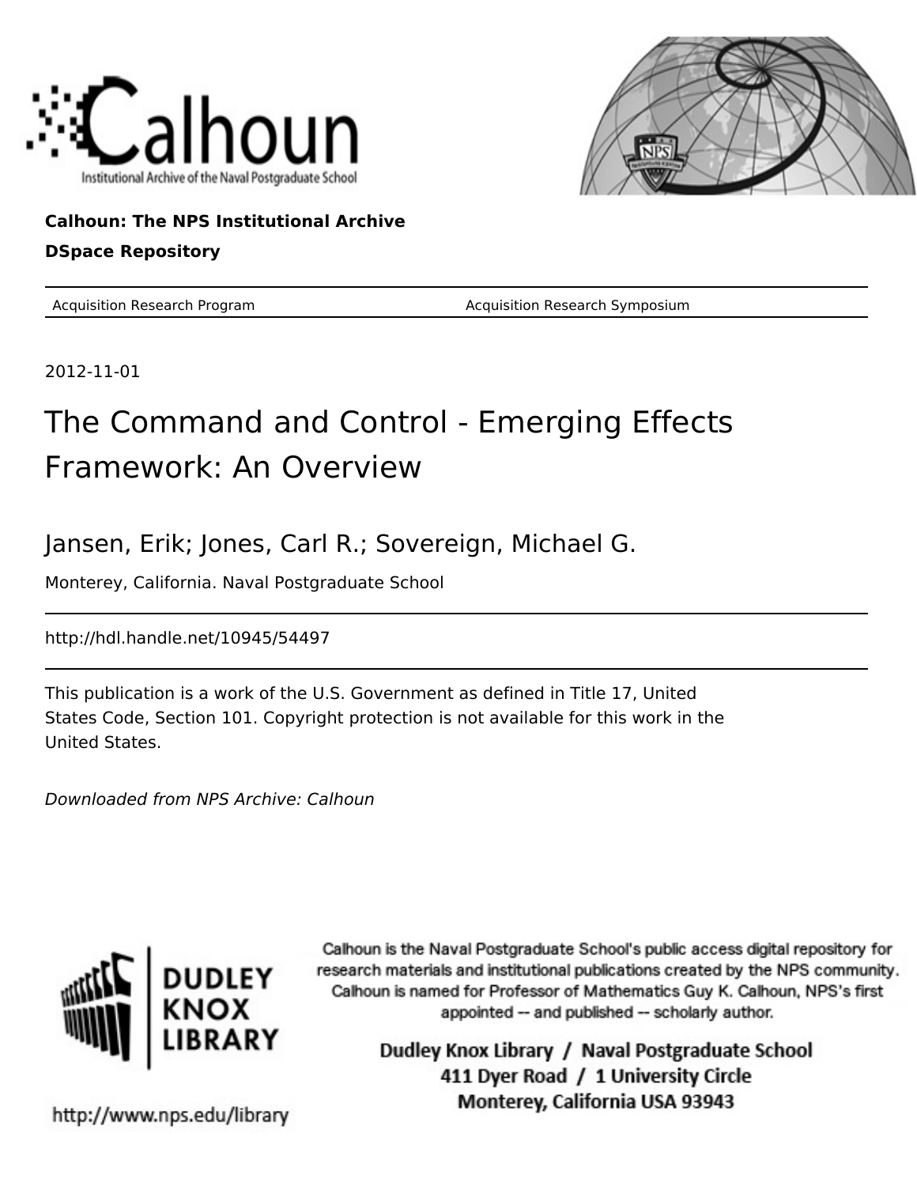Calhoun

Institutional Archive of the Naval Postgraduate School

**Calhoun: The NPS Institutional Archive**

**DSpace Repository**

Acquisition Research Program | Acquisition Research Symposium

2012-11-01

# The Command and Control - Emerging Effects Framework: An Overview

## Jansen, Erik; Jones, Carl R.; Sovereign, Michael G.

Monterey, California. Naval Postgraduate School

http://hdl.handle.net/10945/54497

This publication is a work of the U.S. Government as defined in Title 17, United States Code, Section 101. Copyright protection is not available for this work in the United States.

*Downloaded from NPS Archive: Calhoun*

DUDLEY KNOX LIBRARY

Calhoun is the Naval Postgraduate School's public access digital repository for research materials and institutional publications created by the NPS community. Calhoun is named for Professor of Mathematics Guy K. Calhoun, NPS's first appointed -- and published -- scholarly author.

Dudley Knox Library / Naval Postgraduate School
411 Dyer Road / 1 University Circle
Monterey, California USA 93943

http://www.nps.edu/library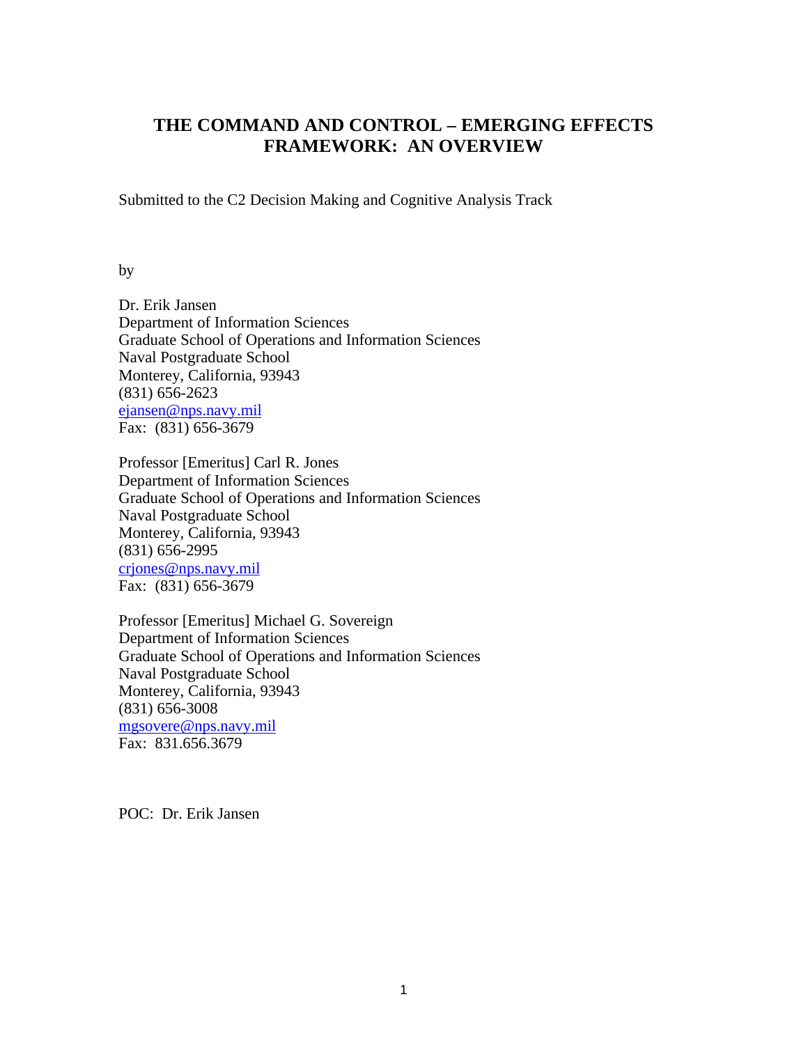# THE COMMAND AND CONTROL – EMERGING EFFECTS FRAMEWORK: AN OVERVIEW

Submitted to the C2 Decision Making and Cognitive Analysis Track

by

Dr. Erik Jansen
Department of Information Sciences
Graduate School of Operations and Information Sciences
Naval Postgraduate School
Monterey, California, 93943
(831) 656-2623
ejansen@nps.navy.mil
Fax: (831) 656-3679

Professor [Emeritus] Carl R. Jones
Department of Information Sciences
Graduate School of Operations and Information Sciences
Naval Postgraduate School
Monterey, California, 93943
(831) 656-2995
crjones@nps.navy.mil
Fax: (831) 656-3679

Professor [Emeritus] Michael G. Sovereign
Department of Information Sciences
Graduate School of Operations and Information Sciences
Naval Postgraduate School
Monterey, California, 93943
(831) 656-3008
mgsovere@nps.navy.mil
Fax: 831.656.3679

POC: Dr. Erik Jansen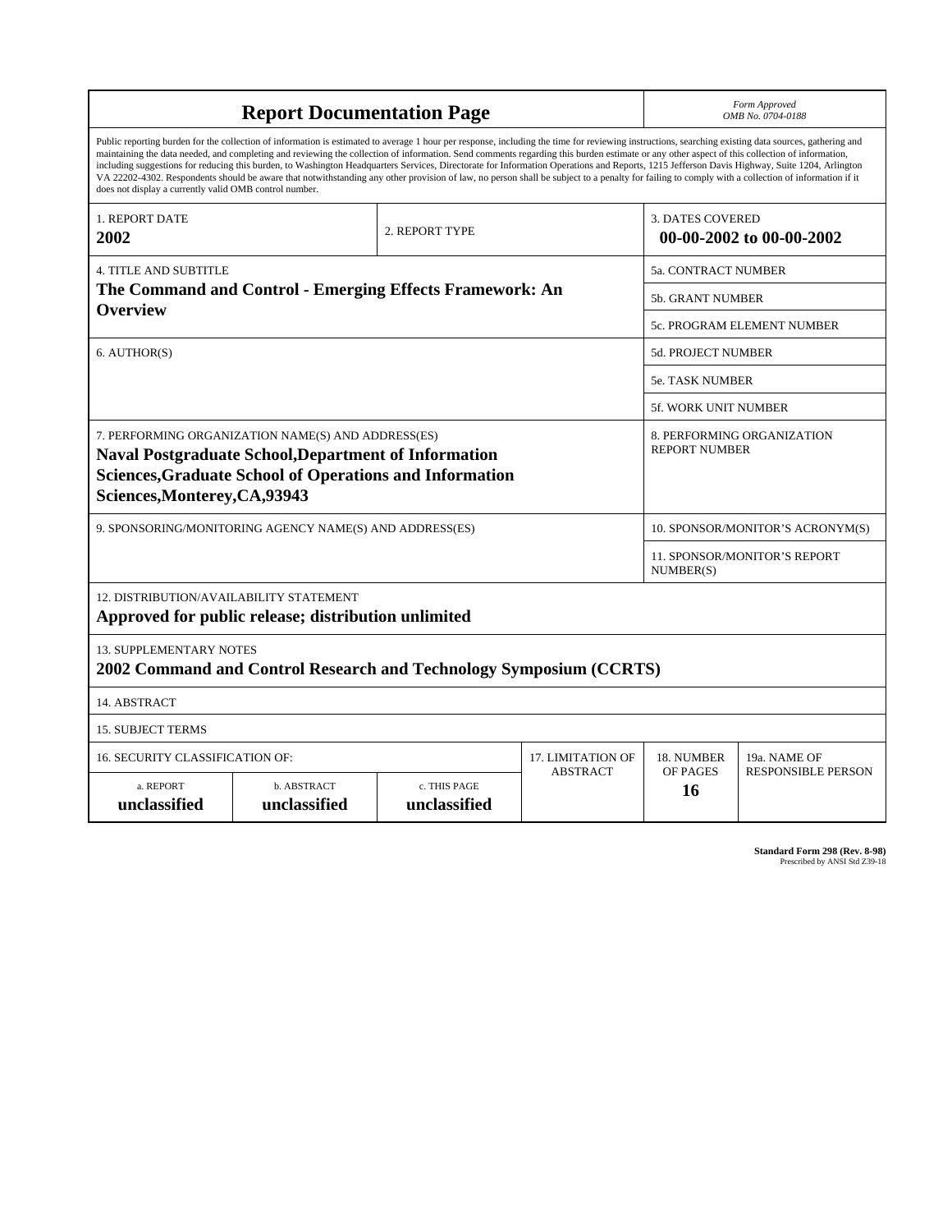# Report Documentation Page

*Form Approved*
*OMB No. 0704-0188*

Public reporting burden for the collection of information is estimated to average 1 hour per response, including the time for reviewing instructions, searching existing data sources, gathering and maintaining the data needed, and completing and reviewing the collection of information. Send comments regarding this burden estimate or any other aspect of this collection of information, including suggestions for reducing this burden, to Washington Headquarters Services, Directorate for Information Operations and Reports, 1215 Jefferson Davis Highway, Suite 1204, Arlington VA 22202-4302. Respondents should be aware that notwithstanding any other provision of law, no person shall be subject to a penalty for failing to comply with a collection of information if it does not display a currently valid OMB control number.

| 1. REPORT DATE | 2. REPORT TYPE | 3. DATES COVERED |
|---|---|---|
| **2002** | | **00-00-2002 to 00-00-2002** |

| 4. TITLE AND SUBTITLE | 5a. CONTRACT NUMBER |
|---|---|
| **The Command and Control - Emerging Effects Framework: An Overview** | 5b. GRANT NUMBER |
| | 5c. PROGRAM ELEMENT NUMBER |
| 6. AUTHOR(S) | 5d. PROJECT NUMBER |
| | 5e. TASK NUMBER |
| | 5f. WORK UNIT NUMBER |
| 7. PERFORMING ORGANIZATION NAME(S) AND ADDRESS(ES) **Naval Postgraduate School,Department of Information Sciences,Graduate School of Operations and Information Sciences,Monterey,CA,93943** | 8. PERFORMING ORGANIZATION REPORT NUMBER |
| 9. SPONSORING/MONITORING AGENCY NAME(S) AND ADDRESS(ES) | 10. SPONSOR/MONITOR'S ACRONYM(S) |
| | 11. SPONSOR/MONITOR'S REPORT NUMBER(S) |

12. DISTRIBUTION/AVAILABILITY STATEMENT
**Approved for public release; distribution unlimited**

13. SUPPLEMENTARY NOTES
**2002 Command and Control Research and Technology Symposium (CCRTS)**

14. ABSTRACT

15. SUBJECT TERMS

| 16. SECURITY CLASSIFICATION OF: | | | 17. LIMITATION OF ABSTRACT | 18. NUMBER OF PAGES | 19a. NAME OF RESPONSIBLE PERSON |
|---|---|---|---|---|---|
| a. REPORT | b. ABSTRACT | c. THIS PAGE | | | |
| **unclassified** | **unclassified** | **unclassified** | | **16** | |

**Standard Form 298 (Rev. 8-98)**
Prescribed by ANSI Std Z39-18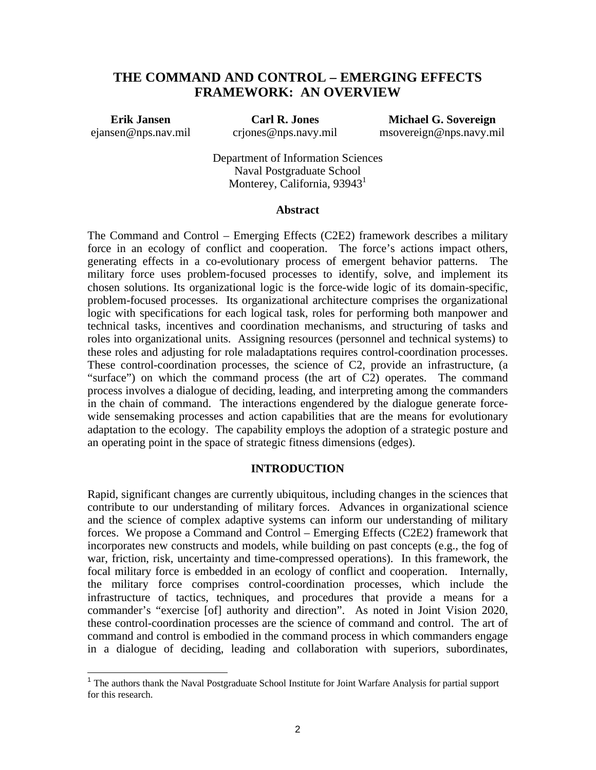# THE COMMAND AND CONTROL – EMERGING EFFECTS FRAMEWORK: AN OVERVIEW

**Erik Jansen**
ejansen@nps.nav.mil

**Carl R. Jones**
crjones@nps.navy.mil

**Michael G. Sovereign**
msovereign@nps.navy.mil

Department of Information Sciences
Naval Postgraduate School
Monterey, California, 93943[1]

## Abstract

The Command and Control – Emerging Effects (C2E2) framework describes a military force in an ecology of conflict and cooperation. The force's actions impact others, generating effects in a co-evolutionary process of emergent behavior patterns. The military force uses problem-focused processes to identify, solve, and implement its chosen solutions. Its organizational logic is the force-wide logic of its domain-specific, problem-focused processes. Its organizational architecture comprises the organizational logic with specifications for each logical task, roles for performing both manpower and technical tasks, incentives and coordination mechanisms, and structuring of tasks and roles into organizational units. Assigning resources (personnel and technical systems) to these roles and adjusting for role maladaptations requires control-coordination processes. These control-coordination processes, the science of C2, provide an infrastructure, (a "surface") on which the command process (the art of C2) operates. The command process involves a dialogue of deciding, leading, and interpreting among the commanders in the chain of command. The interactions engendered by the dialogue generate force-wide sensemaking processes and action capabilities that are the means for evolutionary adaptation to the ecology. The capability employs the adoption of a strategic posture and an operating point in the space of strategic fitness dimensions (edges).

## INTRODUCTION

Rapid, significant changes are currently ubiquitous, including changes in the sciences that contribute to our understanding of military forces. Advances in organizational science and the science of complex adaptive systems can inform our understanding of military forces. We propose a Command and Control – Emerging Effects (C2E2) framework that incorporates new constructs and models, while building on past concepts (e.g., the fog of war, friction, risk, uncertainty and time-compressed operations). In this framework, the focal military force is embedded in an ecology of conflict and cooperation. Internally, the military force comprises control-coordination processes, which include the infrastructure of tactics, techniques, and procedures that provide a means for a commander's "exercise [of] authority and direction". As noted in Joint Vision 2020, these control-coordination processes are the science of command and control. The art of command and control is embodied in the command process in which commanders engage in a dialogue of deciding, leading and collaboration with superiors, subordinates,

[1] The authors thank the Naval Postgraduate School Institute for Joint Warfare Analysis for partial support for this research.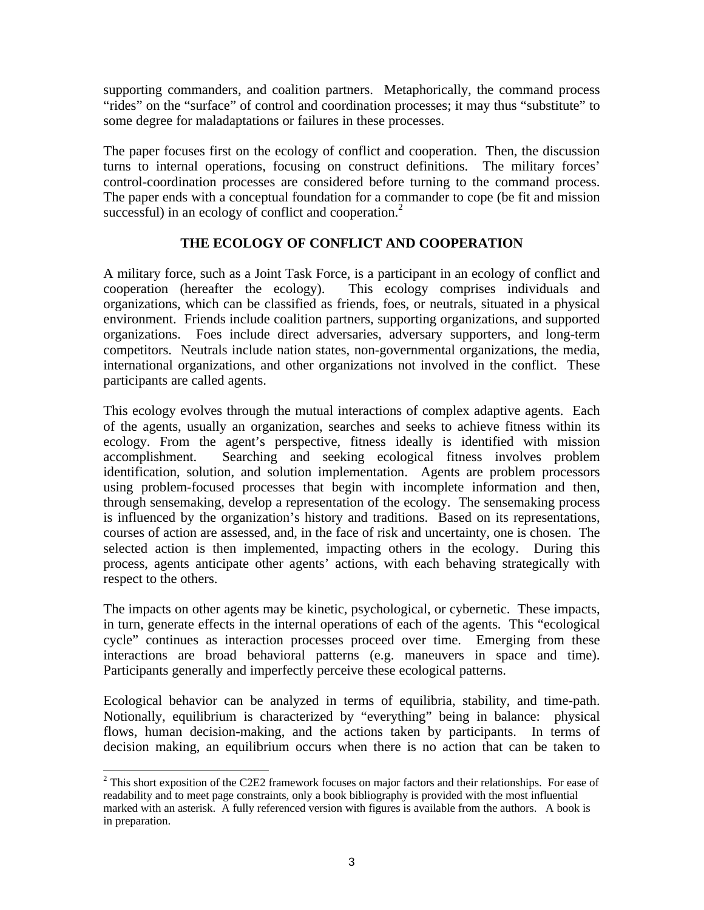supporting commanders, and coalition partners. Metaphorically, the command process "rides" on the "surface" of control and coordination processes; it may thus "substitute" to some degree for maladaptations or failures in these processes.

The paper focuses first on the ecology of conflict and cooperation. Then, the discussion turns to internal operations, focusing on construct definitions. The military forces' control-coordination processes are considered before turning to the command process. The paper ends with a conceptual foundation for a commander to cope (be fit and mission successful) in an ecology of conflict and cooperation.[2]

## THE ECOLOGY OF CONFLICT AND COOPERATION

A military force, such as a Joint Task Force, is a participant in an ecology of conflict and cooperation (hereafter the ecology). This ecology comprises individuals and organizations, which can be classified as friends, foes, or neutrals, situated in a physical environment. Friends include coalition partners, supporting organizations, and supported organizations. Foes include direct adversaries, adversary supporters, and long-term competitors. Neutrals include nation states, non-governmental organizations, the media, international organizations, and other organizations not involved in the conflict. These participants are called agents.

This ecology evolves through the mutual interactions of complex adaptive agents. Each of the agents, usually an organization, searches and seeks to achieve fitness within its ecology. From the agent's perspective, fitness ideally is identified with mission accomplishment. Searching and seeking ecological fitness involves problem identification, solution, and solution implementation. Agents are problem processors using problem-focused processes that begin with incomplete information and then, through sensemaking, develop a representation of the ecology. The sensemaking process is influenced by the organization's history and traditions. Based on its representations, courses of action are assessed, and, in the face of risk and uncertainty, one is chosen. The selected action is then implemented, impacting others in the ecology. During this process, agents anticipate other agents' actions, with each behaving strategically with respect to the others.

The impacts on other agents may be kinetic, psychological, or cybernetic. These impacts, in turn, generate effects in the internal operations of each of the agents. This "ecological cycle" continues as interaction processes proceed over time. Emerging from these interactions are broad behavioral patterns (e.g. maneuvers in space and time). Participants generally and imperfectly perceive these ecological patterns.

Ecological behavior can be analyzed in terms of equilibria, stability, and time-path. Notionally, equilibrium is characterized by "everything" being in balance: physical flows, human decision-making, and the actions taken by participants. In terms of decision making, an equilibrium occurs when there is no action that can be taken to

---

[2] This short exposition of the C2E2 framework focuses on major factors and their relationships. For ease of readability and to meet page constraints, only a book bibliography is provided with the most influential marked with an asterisk. A fully referenced version with figures is available from the authors. A book is in preparation.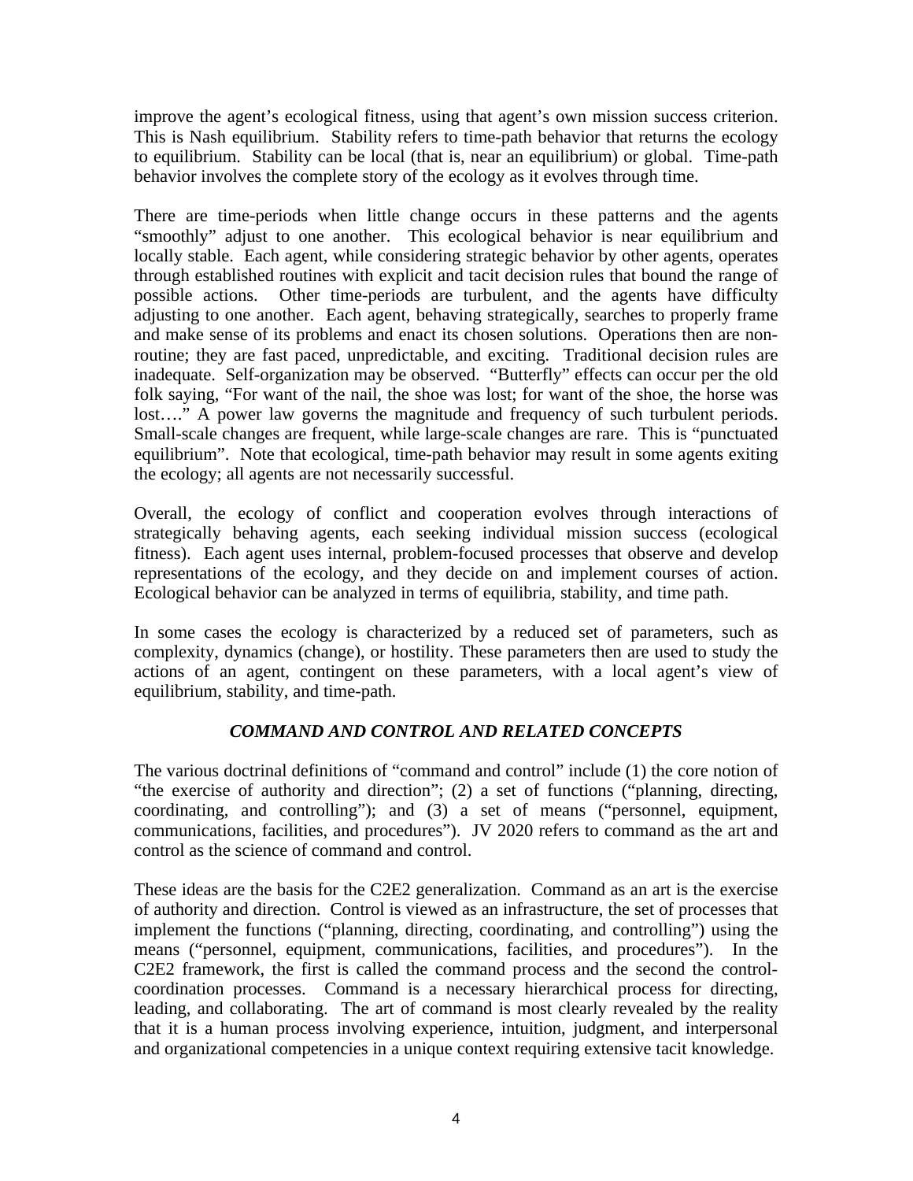improve the agent's ecological fitness, using that agent's own mission success criterion. This is Nash equilibrium. Stability refers to time-path behavior that returns the ecology to equilibrium. Stability can be local (that is, near an equilibrium) or global. Time-path behavior involves the complete story of the ecology as it evolves through time.

There are time-periods when little change occurs in these patterns and the agents "smoothly" adjust to one another. This ecological behavior is near equilibrium and locally stable. Each agent, while considering strategic behavior by other agents, operates through established routines with explicit and tacit decision rules that bound the range of possible actions. Other time-periods are turbulent, and the agents have difficulty adjusting to one another. Each agent, behaving strategically, searches to properly frame and make sense of its problems and enact its chosen solutions. Operations then are non-routine; they are fast paced, unpredictable, and exciting. Traditional decision rules are inadequate. Self-organization may be observed. "Butterfly" effects can occur per the old folk saying, "For want of the nail, the shoe was lost; for want of the shoe, the horse was lost…." A power law governs the magnitude and frequency of such turbulent periods. Small-scale changes are frequent, while large-scale changes are rare. This is "punctuated equilibrium". Note that ecological, time-path behavior may result in some agents exiting the ecology; all agents are not necessarily successful.

Overall, the ecology of conflict and cooperation evolves through interactions of strategically behaving agents, each seeking individual mission success (ecological fitness). Each agent uses internal, problem-focused processes that observe and develop representations of the ecology, and they decide on and implement courses of action. Ecological behavior can be analyzed in terms of equilibria, stability, and time path.

In some cases the ecology is characterized by a reduced set of parameters, such as complexity, dynamics (change), or hostility. These parameters then are used to study the actions of an agent, contingent on these parameters, with a local agent's view of equilibrium, stability, and time-path.

### *COMMAND AND CONTROL AND RELATED CONCEPTS*

The various doctrinal definitions of "command and control" include (1) the core notion of "the exercise of authority and direction"; (2) a set of functions ("planning, directing, coordinating, and controlling"); and (3) a set of means ("personnel, equipment, communications, facilities, and procedures"). JV 2020 refers to command as the art and control as the science of command and control.

These ideas are the basis for the C2E2 generalization. Command as an art is the exercise of authority and direction. Control is viewed as an infrastructure, the set of processes that implement the functions ("planning, directing, coordinating, and controlling") using the means ("personnel, equipment, communications, facilities, and procedures"). In the C2E2 framework, the first is called the command process and the second the control-coordination processes. Command is a necessary hierarchical process for directing, leading, and collaborating. The art of command is most clearly revealed by the reality that it is a human process involving experience, intuition, judgment, and interpersonal and organizational competencies in a unique context requiring extensive tacit knowledge.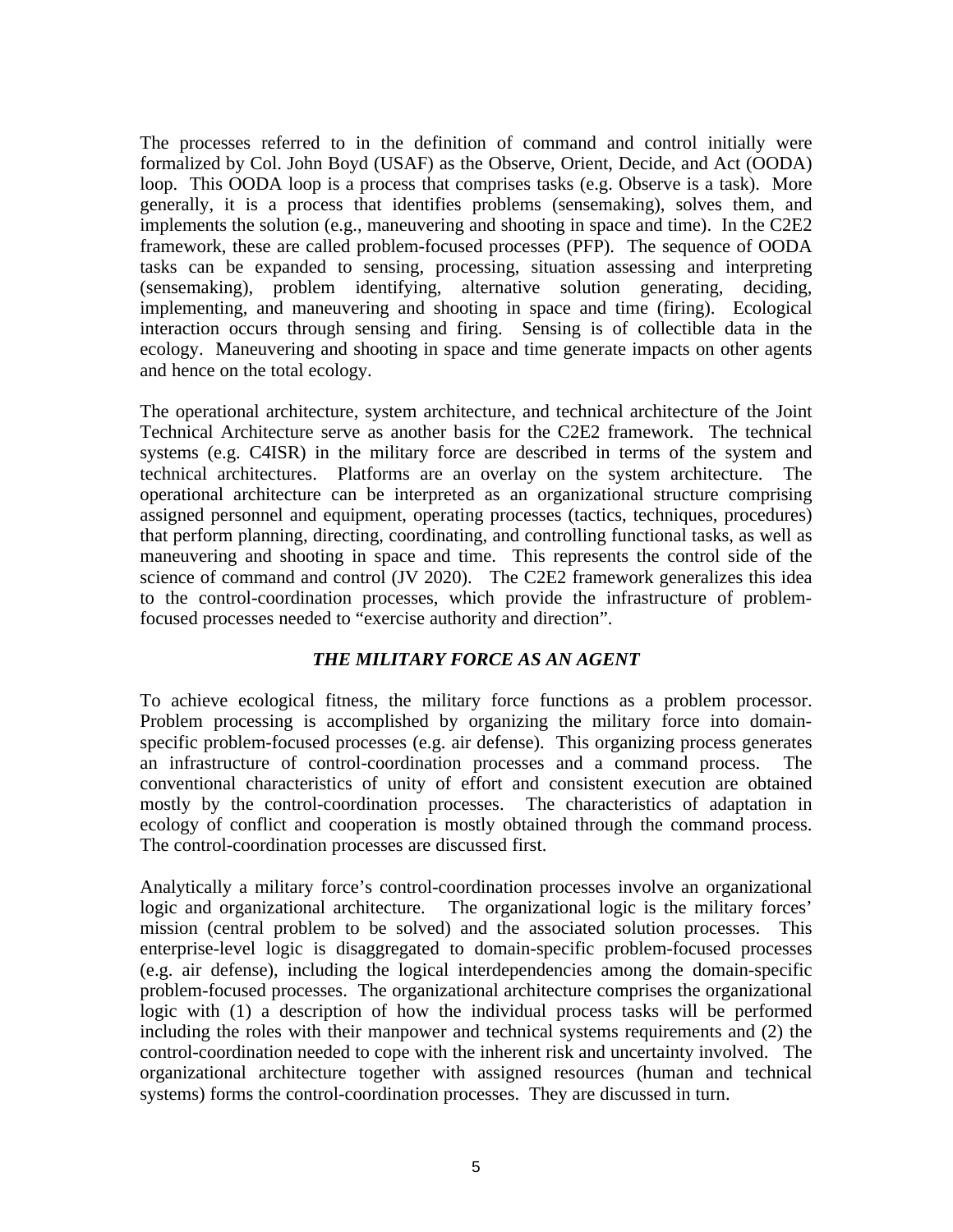The processes referred to in the definition of command and control initially were formalized by Col. John Boyd (USAF) as the Observe, Orient, Decide, and Act (OODA) loop. This OODA loop is a process that comprises tasks (e.g. Observe is a task). More generally, it is a process that identifies problems (sensemaking), solves them, and implements the solution (e.g., maneuvering and shooting in space and time). In the C2E2 framework, these are called problem-focused processes (PFP). The sequence of OODA tasks can be expanded to sensing, processing, situation assessing and interpreting (sensemaking), problem identifying, alternative solution generating, deciding, implementing, and maneuvering and shooting in space and time (firing). Ecological interaction occurs through sensing and firing. Sensing is of collectible data in the ecology. Maneuvering and shooting in space and time generate impacts on other agents and hence on the total ecology.

The operational architecture, system architecture, and technical architecture of the Joint Technical Architecture serve as another basis for the C2E2 framework. The technical systems (e.g. C4ISR) in the military force are described in terms of the system and technical architectures. Platforms are an overlay on the system architecture. The operational architecture can be interpreted as an organizational structure comprising assigned personnel and equipment, operating processes (tactics, techniques, procedures) that perform planning, directing, coordinating, and controlling functional tasks, as well as maneuvering and shooting in space and time. This represents the control side of the science of command and control (JV 2020). The C2E2 framework generalizes this idea to the control-coordination processes, which provide the infrastructure of problem-focused processes needed to "exercise authority and direction".

## *THE MILITARY FORCE AS AN AGENT*

To achieve ecological fitness, the military force functions as a problem processor. Problem processing is accomplished by organizing the military force into domain-specific problem-focused processes (e.g. air defense). This organizing process generates an infrastructure of control-coordination processes and a command process. The conventional characteristics of unity of effort and consistent execution are obtained mostly by the control-coordination processes. The characteristics of adaptation in ecology of conflict and cooperation is mostly obtained through the command process. The control-coordination processes are discussed first.

Analytically a military force's control-coordination processes involve an organizational logic and organizational architecture. The organizational logic is the military forces' mission (central problem to be solved) and the associated solution processes. This enterprise-level logic is disaggregated to domain-specific problem-focused processes (e.g. air defense), including the logical interdependencies among the domain-specific problem-focused processes. The organizational architecture comprises the organizational logic with (1) a description of how the individual process tasks will be performed including the roles with their manpower and technical systems requirements and (2) the control-coordination needed to cope with the inherent risk and uncertainty involved. The organizational architecture together with assigned resources (human and technical systems) forms the control-coordination processes. They are discussed in turn.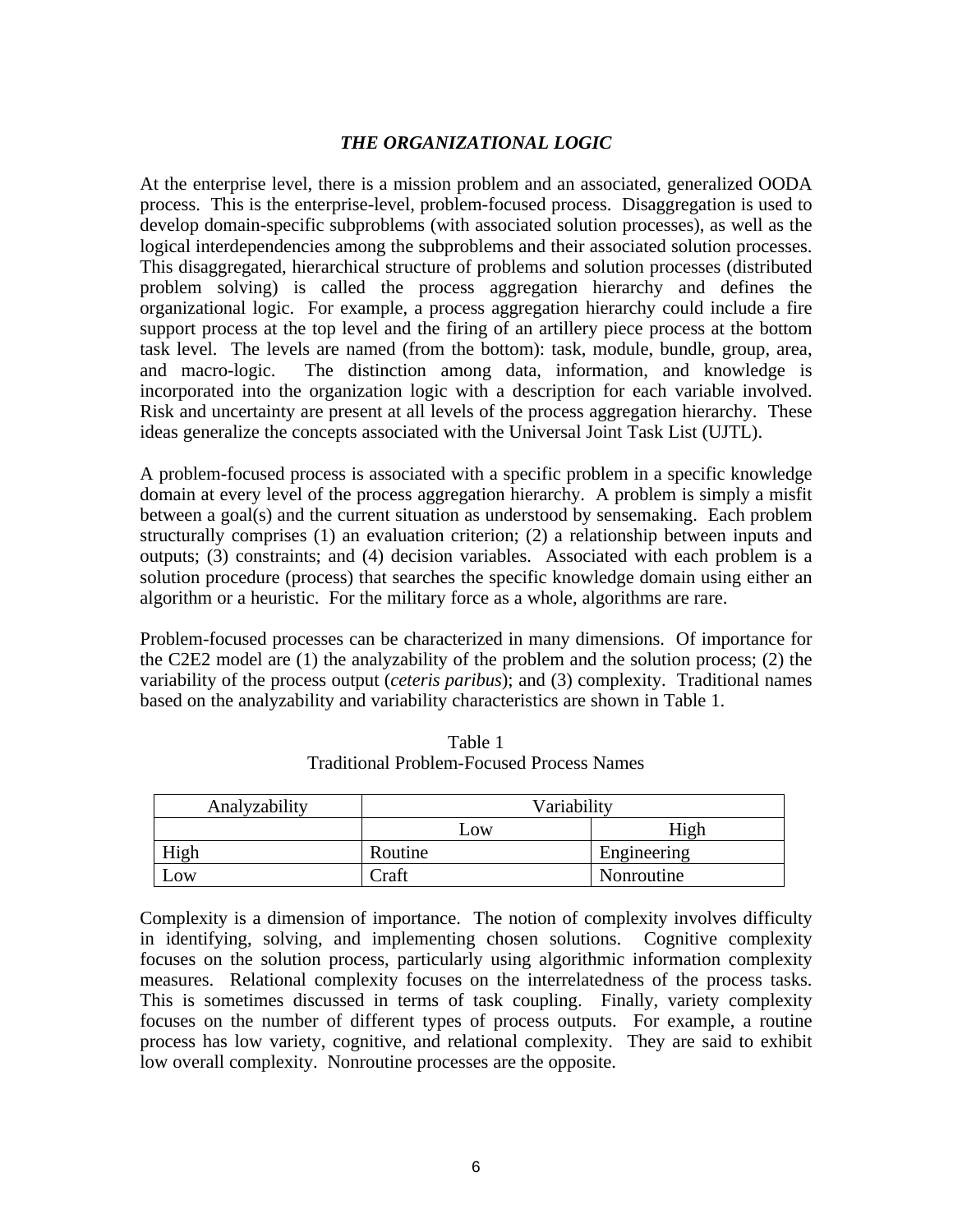## *THE ORGANIZATIONAL LOGIC*

At the enterprise level, there is a mission problem and an associated, generalized OODA process. This is the enterprise-level, problem-focused process. Disaggregation is used to develop domain-specific subproblems (with associated solution processes), as well as the logical interdependencies among the subproblems and their associated solution processes. This disaggregated, hierarchical structure of problems and solution processes (distributed problem solving) is called the process aggregation hierarchy and defines the organizational logic. For example, a process aggregation hierarchy could include a fire support process at the top level and the firing of an artillery piece process at the bottom task level. The levels are named (from the bottom): task, module, bundle, group, area, and macro-logic. The distinction among data, information, and knowledge is incorporated into the organization logic with a description for each variable involved. Risk and uncertainty are present at all levels of the process aggregation hierarchy. These ideas generalize the concepts associated with the Universal Joint Task List (UJTL).

A problem-focused process is associated with a specific problem in a specific knowledge domain at every level of the process aggregation hierarchy. A problem is simply a misfit between a goal(s) and the current situation as understood by sensemaking. Each problem structurally comprises (1) an evaluation criterion; (2) a relationship between inputs and outputs; (3) constraints; and (4) decision variables. Associated with each problem is a solution procedure (process) that searches the specific knowledge domain using either an algorithm or a heuristic. For the military force as a whole, algorithms are rare.

Problem-focused processes can be characterized in many dimensions. Of importance for the C2E2 model are (1) the analyzability of the problem and the solution process; (2) the variability of the process output (*ceteris paribus*); and (3) complexity. Traditional names based on the analyzability and variability characteristics are shown in Table 1.

Table 1
Traditional Problem-Focused Process Names

| Analyzability | Variability | |
|---|---|---|
| | Low | High |
| High | Routine | Engineering |
| Low | Craft | Nonroutine |

Complexity is a dimension of importance. The notion of complexity involves difficulty in identifying, solving, and implementing chosen solutions. Cognitive complexity focuses on the solution process, particularly using algorithmic information complexity measures. Relational complexity focuses on the interrelatedness of the process tasks. This is sometimes discussed in terms of task coupling. Finally, variety complexity focuses on the number of different types of process outputs. For example, a routine process has low variety, cognitive, and relational complexity. They are said to exhibit low overall complexity. Nonroutine processes are the opposite.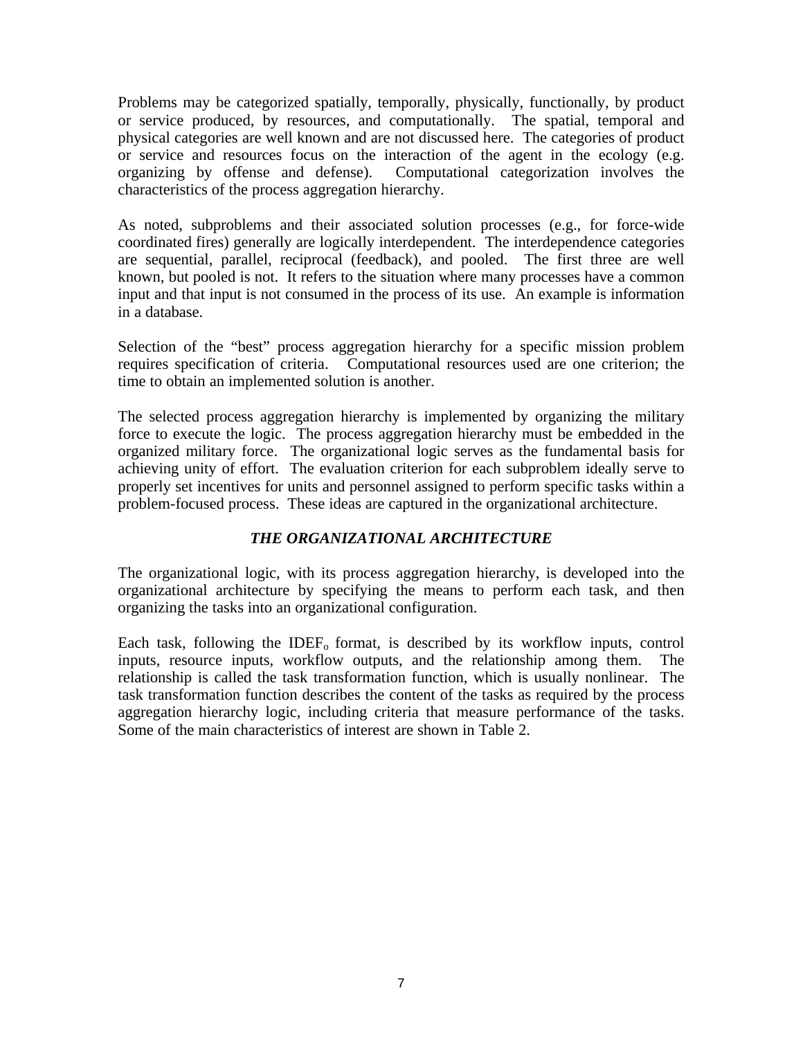Problems may be categorized spatially, temporally, physically, functionally, by product or service produced, by resources, and computationally. The spatial, temporal and physical categories are well known and are not discussed here. The categories of product or service and resources focus on the interaction of the agent in the ecology (e.g. organizing by offense and defense). Computational categorization involves the characteristics of the process aggregation hierarchy.

As noted, subproblems and their associated solution processes (e.g., for force-wide coordinated fires) generally are logically interdependent. The interdependence categories are sequential, parallel, reciprocal (feedback), and pooled. The first three are well known, but pooled is not. It refers to the situation where many processes have a common input and that input is not consumed in the process of its use. An example is information in a database.

Selection of the "best" process aggregation hierarchy for a specific mission problem requires specification of criteria. Computational resources used are one criterion; the time to obtain an implemented solution is another.

The selected process aggregation hierarchy is implemented by organizing the military force to execute the logic. The process aggregation hierarchy must be embedded in the organized military force. The organizational logic serves as the fundamental basis for achieving unity of effort. The evaluation criterion for each subproblem ideally serve to properly set incentives for units and personnel assigned to perform specific tasks within a problem-focused process. These ideas are captured in the organizational architecture.

### *THE ORGANIZATIONAL ARCHITECTURE*

The organizational logic, with its process aggregation hierarchy, is developed into the organizational architecture by specifying the means to perform each task, and then organizing the tasks into an organizational configuration.

Each task, following the $IDEF_o$ format, is described by its workflow inputs, control inputs, resource inputs, workflow outputs, and the relationship among them. The relationship is called the task transformation function, which is usually nonlinear. The task transformation function describes the content of the tasks as required by the process aggregation hierarchy logic, including criteria that measure performance of the tasks. Some of the main characteristics of interest are shown in Table 2.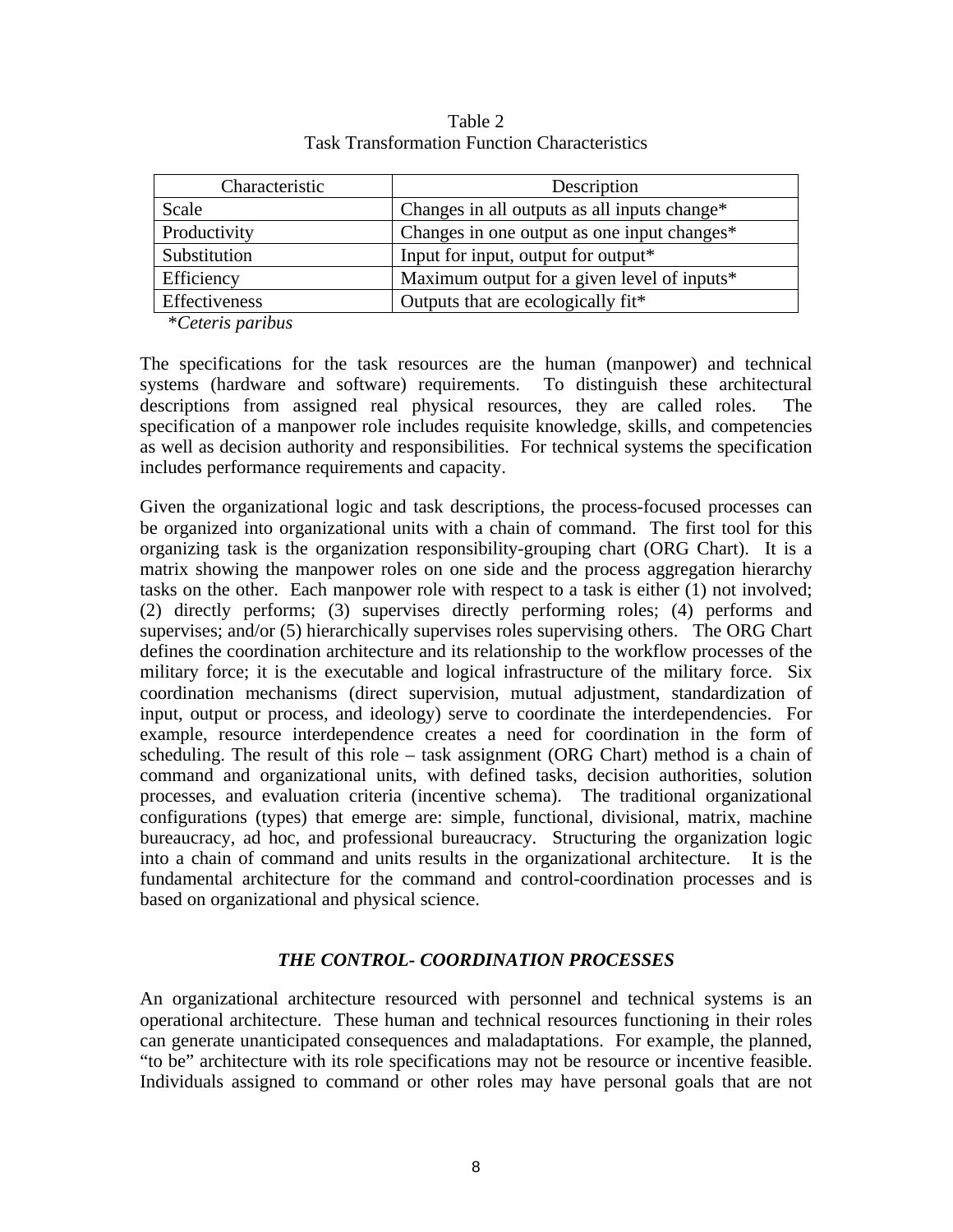Table 2
Task Transformation Function Characteristics

| Characteristic | Description |
|---|---|
| Scale | Changes in all outputs as all inputs change* |
| Productivity | Changes in one output as one input changes* |
| Substitution | Input for input, output for output* |
| Efficiency | Maximum output for a given level of inputs* |
| Effectiveness | Outputs that are ecologically fit* |

*\*Ceteris paribus*

The specifications for the task resources are the human (manpower) and technical systems (hardware and software) requirements. To distinguish these architectural descriptions from assigned real physical resources, they are called roles. The specification of a manpower role includes requisite knowledge, skills, and competencies as well as decision authority and responsibilities. For technical systems the specification includes performance requirements and capacity.

Given the organizational logic and task descriptions, the process-focused processes can be organized into organizational units with a chain of command. The first tool for this organizing task is the organization responsibility-grouping chart (ORG Chart). It is a matrix showing the manpower roles on one side and the process aggregation hierarchy tasks on the other. Each manpower role with respect to a task is either (1) not involved; (2) directly performs; (3) supervises directly performing roles; (4) performs and supervises; and/or (5) hierarchically supervises roles supervising others. The ORG Chart defines the coordination architecture and its relationship to the workflow processes of the military force; it is the executable and logical infrastructure of the military force. Six coordination mechanisms (direct supervision, mutual adjustment, standardization of input, output or process, and ideology) serve to coordinate the interdependencies. For example, resource interdependence creates a need for coordination in the form of scheduling. The result of this role – task assignment (ORG Chart) method is a chain of command and organizational units, with defined tasks, decision authorities, solution processes, and evaluation criteria (incentive schema). The traditional organizational configurations (types) that emerge are: simple, functional, divisional, matrix, machine bureaucracy, ad hoc, and professional bureaucracy. Structuring the organization logic into a chain of command and units results in the organizational architecture. It is the fundamental architecture for the command and control-coordination processes and is based on organizational and physical science.

### *THE CONTROL- COORDINATION PROCESSES*

An organizational architecture resourced with personnel and technical systems is an operational architecture. These human and technical resources functioning in their roles can generate unanticipated consequences and maladaptations. For example, the planned, "to be" architecture with its role specifications may not be resource or incentive feasible. Individuals assigned to command or other roles may have personal goals that are not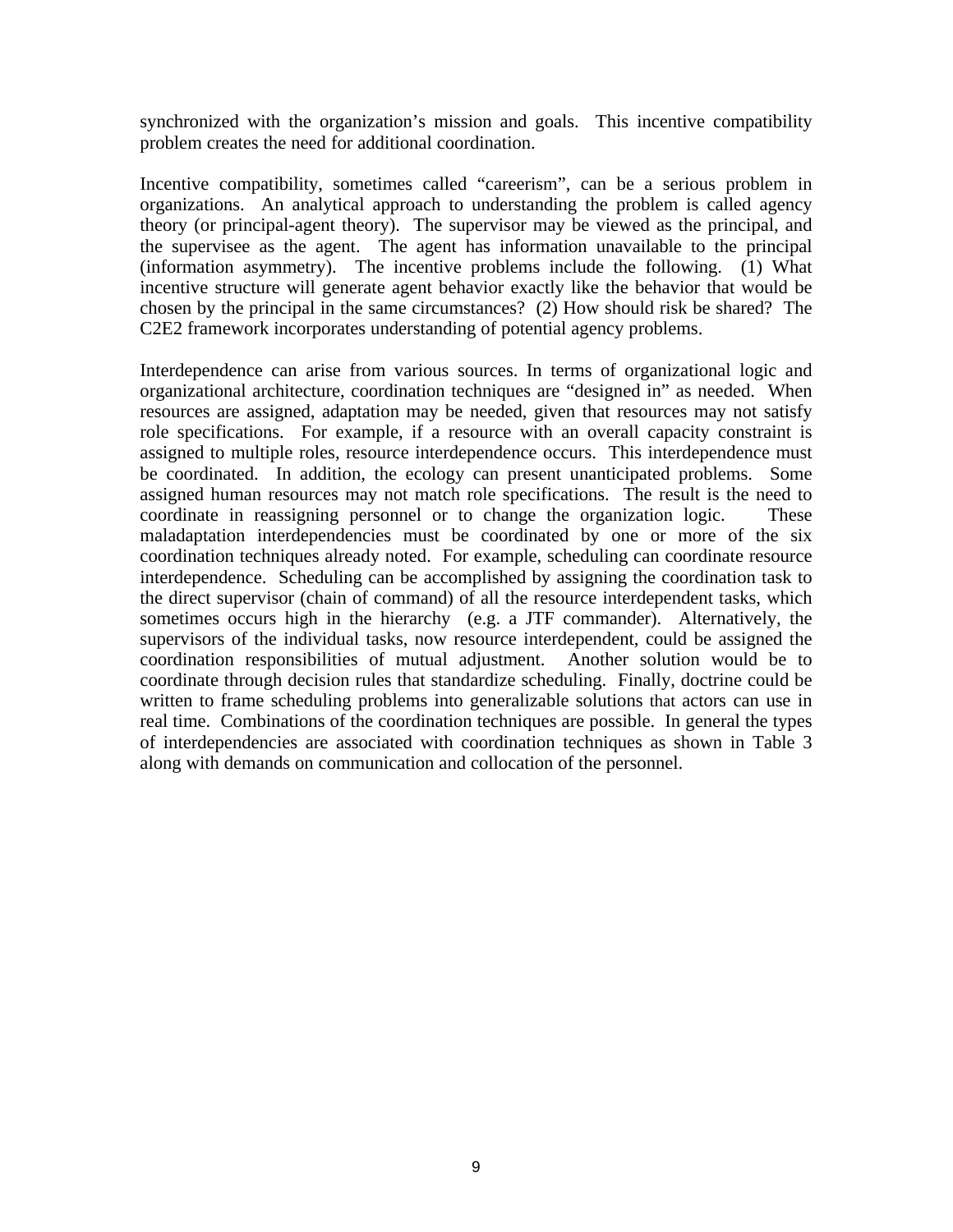synchronized with the organization's mission and goals. This incentive compatibility problem creates the need for additional coordination.

Incentive compatibility, sometimes called "careerism", can be a serious problem in organizations. An analytical approach to understanding the problem is called agency theory (or principal-agent theory). The supervisor may be viewed as the principal, and the supervisee as the agent. The agent has information unavailable to the principal (information asymmetry). The incentive problems include the following. (1) What incentive structure will generate agent behavior exactly like the behavior that would be chosen by the principal in the same circumstances? (2) How should risk be shared? The C2E2 framework incorporates understanding of potential agency problems.

Interdependence can arise from various sources. In terms of organizational logic and organizational architecture, coordination techniques are "designed in" as needed. When resources are assigned, adaptation may be needed, given that resources may not satisfy role specifications. For example, if a resource with an overall capacity constraint is assigned to multiple roles, resource interdependence occurs. This interdependence must be coordinated. In addition, the ecology can present unanticipated problems. Some assigned human resources may not match role specifications. The result is the need to coordinate in reassigning personnel or to change the organization logic. These maladaptation interdependencies must be coordinated by one or more of the six coordination techniques already noted. For example, scheduling can coordinate resource interdependence. Scheduling can be accomplished by assigning the coordination task to the direct supervisor (chain of command) of all the resource interdependent tasks, which sometimes occurs high in the hierarchy (e.g. a JTF commander). Alternatively, the supervisors of the individual tasks, now resource interdependent, could be assigned the coordination responsibilities of mutual adjustment. Another solution would be to coordinate through decision rules that standardize scheduling. Finally, doctrine could be written to frame scheduling problems into generalizable solutions that actors can use in real time. Combinations of the coordination techniques are possible. In general the types of interdependencies are associated with coordination techniques as shown in Table 3 along with demands on communication and collocation of the personnel.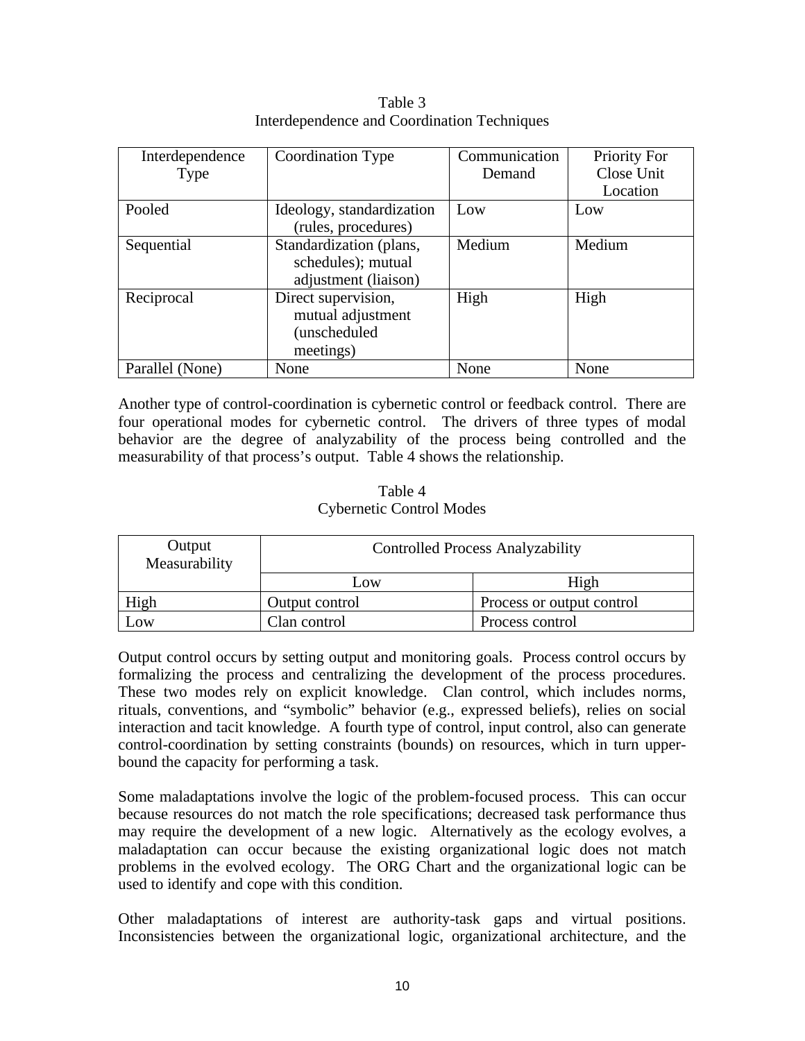Table 3
Interdependence and Coordination Techniques

| Interdependence Type | Coordination Type | Communication Demand | Priority For Close Unit Location |
|---|---|---|---|
| Pooled | Ideology, standardization (rules, procedures) | Low | Low |
| Sequential | Standardization (plans, schedules); mutual adjustment (liaison) | Medium | Medium |
| Reciprocal | Direct supervision, mutual adjustment (unscheduled meetings) | High | High |
| Parallel (None) | None | None | None |

Another type of control-coordination is cybernetic control or feedback control. There are four operational modes for cybernetic control. The drivers of three types of modal behavior are the degree of analyzability of the process being controlled and the measurability of that process's output. Table 4 shows the relationship.

Table 4
Cybernetic Control Modes

| Output Measurability | Controlled Process Analyzability | |
|---|---|---|
| | Low | High |
| High | Output control | Process or output control |
| Low | Clan control | Process control |

Output control occurs by setting output and monitoring goals. Process control occurs by formalizing the process and centralizing the development of the process procedures. These two modes rely on explicit knowledge. Clan control, which includes norms, rituals, conventions, and "symbolic" behavior (e.g., expressed beliefs), relies on social interaction and tacit knowledge. A fourth type of control, input control, also can generate control-coordination by setting constraints (bounds) on resources, which in turn upper-bound the capacity for performing a task.

Some maladaptations involve the logic of the problem-focused process. This can occur because resources do not match the role specifications; decreased task performance thus may require the development of a new logic. Alternatively as the ecology evolves, a maladaptation can occur because the existing organizational logic does not match problems in the evolved ecology. The ORG Chart and the organizational logic can be used to identify and cope with this condition.

Other maladaptations of interest are authority-task gaps and virtual positions. Inconsistencies between the organizational logic, organizational architecture, and the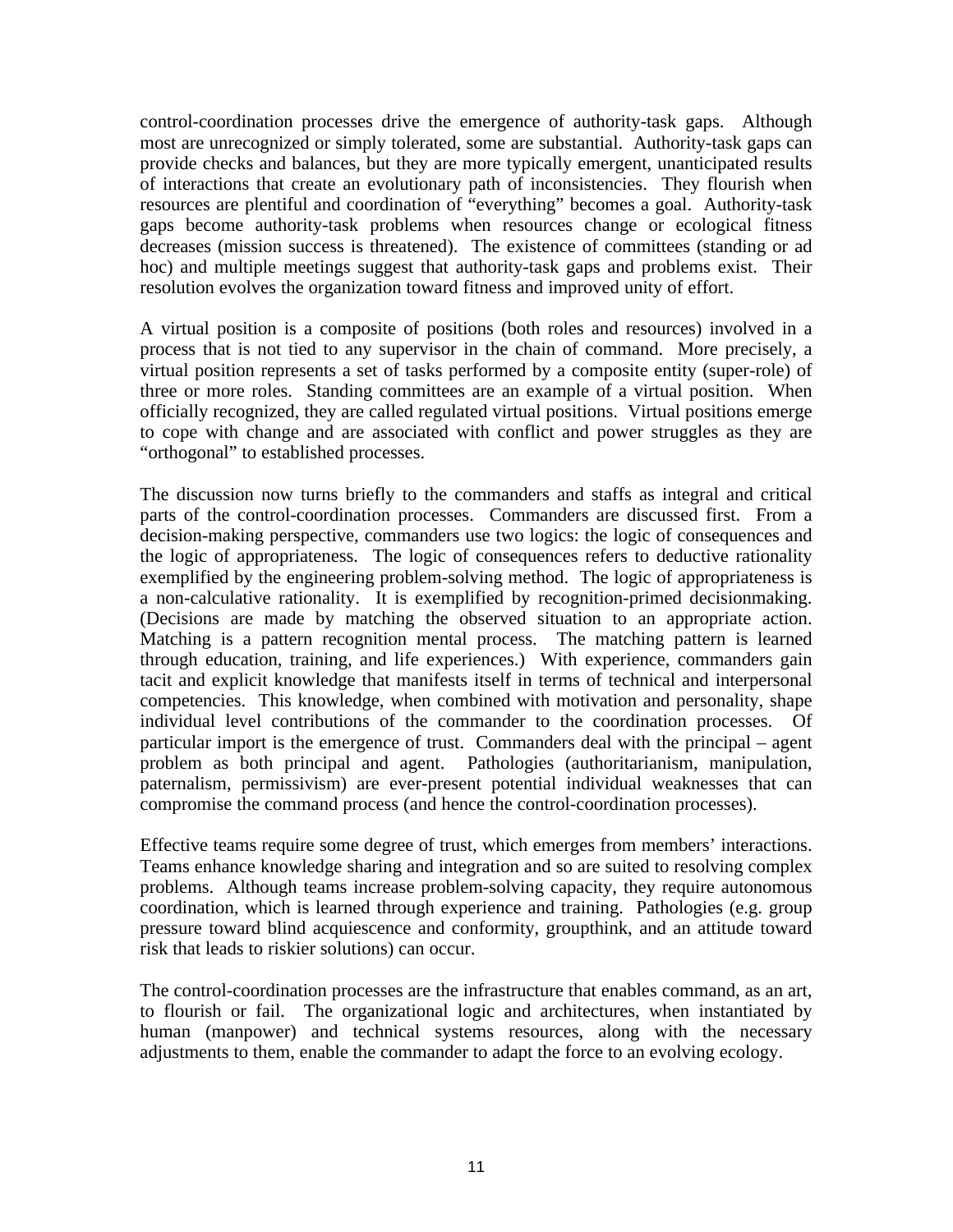control-coordination processes drive the emergence of authority-task gaps. Although most are unrecognized or simply tolerated, some are substantial. Authority-task gaps can provide checks and balances, but they are more typically emergent, unanticipated results of interactions that create an evolutionary path of inconsistencies. They flourish when resources are plentiful and coordination of "everything" becomes a goal. Authority-task gaps become authority-task problems when resources change or ecological fitness decreases (mission success is threatened). The existence of committees (standing or ad hoc) and multiple meetings suggest that authority-task gaps and problems exist. Their resolution evolves the organization toward fitness and improved unity of effort.

A virtual position is a composite of positions (both roles and resources) involved in a process that is not tied to any supervisor in the chain of command. More precisely, a virtual position represents a set of tasks performed by a composite entity (super-role) of three or more roles. Standing committees are an example of a virtual position. When officially recognized, they are called regulated virtual positions. Virtual positions emerge to cope with change and are associated with conflict and power struggles as they are "orthogonal" to established processes.

The discussion now turns briefly to the commanders and staffs as integral and critical parts of the control-coordination processes. Commanders are discussed first. From a decision-making perspective, commanders use two logics: the logic of consequences and the logic of appropriateness. The logic of consequences refers to deductive rationality exemplified by the engineering problem-solving method. The logic of appropriateness is a non-calculative rationality. It is exemplified by recognition-primed decisionmaking. (Decisions are made by matching the observed situation to an appropriate action. Matching is a pattern recognition mental process. The matching pattern is learned through education, training, and life experiences.) With experience, commanders gain tacit and explicit knowledge that manifests itself in terms of technical and interpersonal competencies. This knowledge, when combined with motivation and personality, shape individual level contributions of the commander to the coordination processes. Of particular import is the emergence of trust. Commanders deal with the principal – agent problem as both principal and agent. Pathologies (authoritarianism, manipulation, paternalism, permissivism) are ever-present potential individual weaknesses that can compromise the command process (and hence the control-coordination processes).

Effective teams require some degree of trust, which emerges from members' interactions. Teams enhance knowledge sharing and integration and so are suited to resolving complex problems. Although teams increase problem-solving capacity, they require autonomous coordination, which is learned through experience and training. Pathologies (e.g. group pressure toward blind acquiescence and conformity, groupthink, and an attitude toward risk that leads to riskier solutions) can occur.

The control-coordination processes are the infrastructure that enables command, as an art, to flourish or fail. The organizational logic and architectures, when instantiated by human (manpower) and technical systems resources, along with the necessary adjustments to them, enable the commander to adapt the force to an evolving ecology.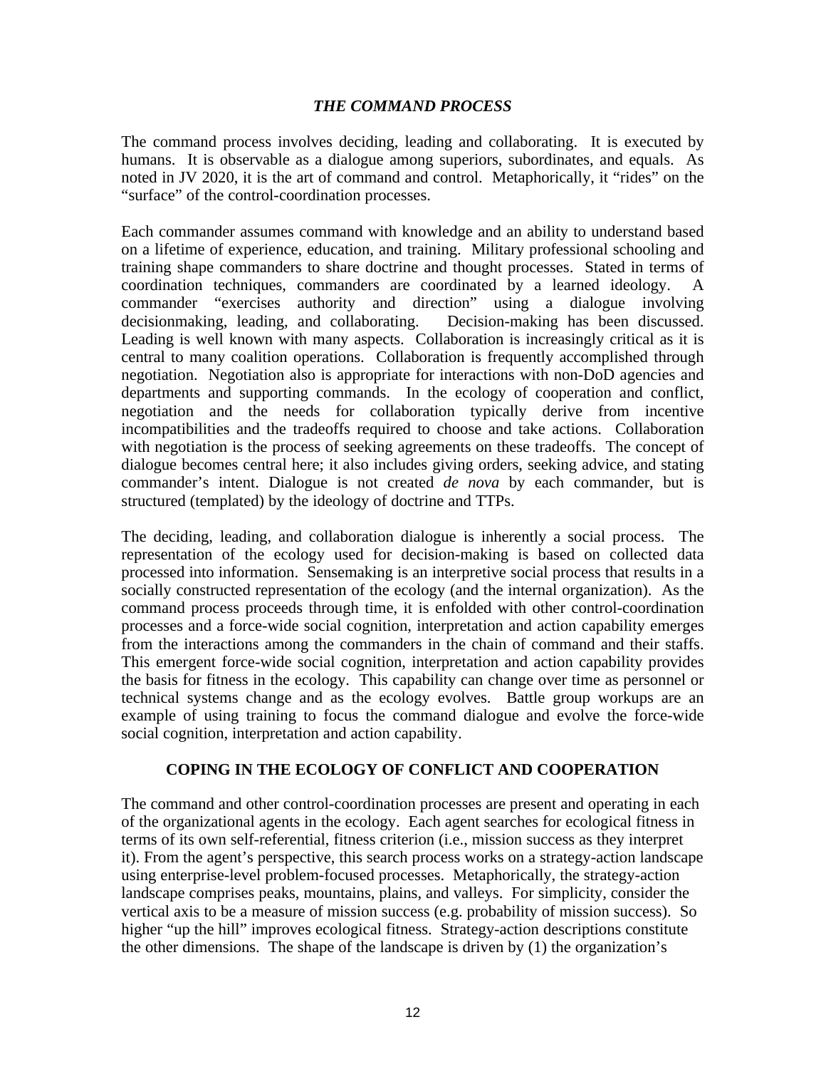## *THE COMMAND PROCESS*

The command process involves deciding, leading and collaborating. It is executed by humans. It is observable as a dialogue among superiors, subordinates, and equals. As noted in JV 2020, it is the art of command and control. Metaphorically, it "rides" on the "surface" of the control-coordination processes.

Each commander assumes command with knowledge and an ability to understand based on a lifetime of experience, education, and training. Military professional schooling and training shape commanders to share doctrine and thought processes. Stated in terms of coordination techniques, commanders are coordinated by a learned ideology. A commander "exercises authority and direction" using a dialogue involving decisionmaking, leading, and collaborating. Decision-making has been discussed. Leading is well known with many aspects. Collaboration is increasingly critical as it is central to many coalition operations. Collaboration is frequently accomplished through negotiation. Negotiation also is appropriate for interactions with non-DoD agencies and departments and supporting commands. In the ecology of cooperation and conflict, negotiation and the needs for collaboration typically derive from incentive incompatibilities and the tradeoffs required to choose and take actions. Collaboration with negotiation is the process of seeking agreements on these tradeoffs. The concept of dialogue becomes central here; it also includes giving orders, seeking advice, and stating commander's intent. Dialogue is not created *de nova* by each commander, but is structured (templated) by the ideology of doctrine and TTPs.

The deciding, leading, and collaboration dialogue is inherently a social process. The representation of the ecology used for decision-making is based on collected data processed into information. Sensemaking is an interpretive social process that results in a socially constructed representation of the ecology (and the internal organization). As the command process proceeds through time, it is enfolded with other control-coordination processes and a force-wide social cognition, interpretation and action capability emerges from the interactions among the commanders in the chain of command and their staffs. This emergent force-wide social cognition, interpretation and action capability provides the basis for fitness in the ecology. This capability can change over time as personnel or technical systems change and as the ecology evolves. Battle group workups are an example of using training to focus the command dialogue and evolve the force-wide social cognition, interpretation and action capability.

## COPING IN THE ECOLOGY OF CONFLICT AND COOPERATION

The command and other control-coordination processes are present and operating in each of the organizational agents in the ecology. Each agent searches for ecological fitness in terms of its own self-referential, fitness criterion (i.e., mission success as they interpret it). From the agent's perspective, this search process works on a strategy-action landscape using enterprise-level problem-focused processes. Metaphorically, the strategy-action landscape comprises peaks, mountains, plains, and valleys. For simplicity, consider the vertical axis to be a measure of mission success (e.g. probability of mission success). So higher "up the hill" improves ecological fitness. Strategy-action descriptions constitute the other dimensions. The shape of the landscape is driven by (1) the organization's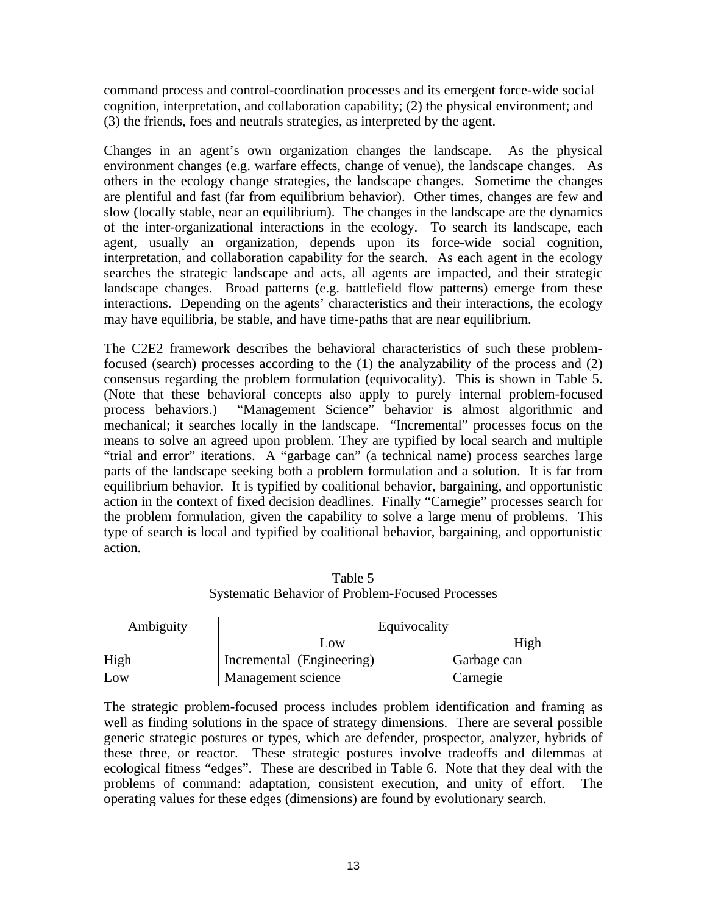command process and control-coordination processes and its emergent force-wide social cognition, interpretation, and collaboration capability; (2) the physical environment; and (3) the friends, foes and neutrals strategies, as interpreted by the agent.

Changes in an agent's own organization changes the landscape. As the physical environment changes (e.g. warfare effects, change of venue), the landscape changes. As others in the ecology change strategies, the landscape changes. Sometime the changes are plentiful and fast (far from equilibrium behavior). Other times, changes are few and slow (locally stable, near an equilibrium). The changes in the landscape are the dynamics of the inter-organizational interactions in the ecology. To search its landscape, each agent, usually an organization, depends upon its force-wide social cognition, interpretation, and collaboration capability for the search. As each agent in the ecology searches the strategic landscape and acts, all agents are impacted, and their strategic landscape changes. Broad patterns (e.g. battlefield flow patterns) emerge from these interactions. Depending on the agents' characteristics and their interactions, the ecology may have equilibria, be stable, and have time-paths that are near equilibrium.

The C2E2 framework describes the behavioral characteristics of such these problem-focused (search) processes according to the (1) the analyzability of the process and (2) consensus regarding the problem formulation (equivocality). This is shown in Table 5. (Note that these behavioral concepts also apply to purely internal problem-focused process behaviors.) "Management Science" behavior is almost algorithmic and mechanical; it searches locally in the landscape. "Incremental" processes focus on the means to solve an agreed upon problem. They are typified by local search and multiple "trial and error" iterations. A "garbage can" (a technical name) process searches large parts of the landscape seeking both a problem formulation and a solution. It is far from equilibrium behavior. It is typified by coalitional behavior, bargaining, and opportunistic action in the context of fixed decision deadlines. Finally "Carnegie" processes search for the problem formulation, given the capability to solve a large menu of problems. This type of search is local and typified by coalitional behavior, bargaining, and opportunistic action.

Table 5
Systematic Behavior of Problem-Focused Processes

| Ambiguity | Equivocality | |
|---|---|---|
| | Low | High |
| High | Incremental (Engineering) | Garbage can |
| Low | Management science | Carnegie |

The strategic problem-focused process includes problem identification and framing as well as finding solutions in the space of strategy dimensions. There are several possible generic strategic postures or types, which are defender, prospector, analyzer, hybrids of these three, or reactor. These strategic postures involve tradeoffs and dilemmas at ecological fitness "edges". These are described in Table 6. Note that they deal with the problems of command: adaptation, consistent execution, and unity of effort. The operating values for these edges (dimensions) are found by evolutionary search.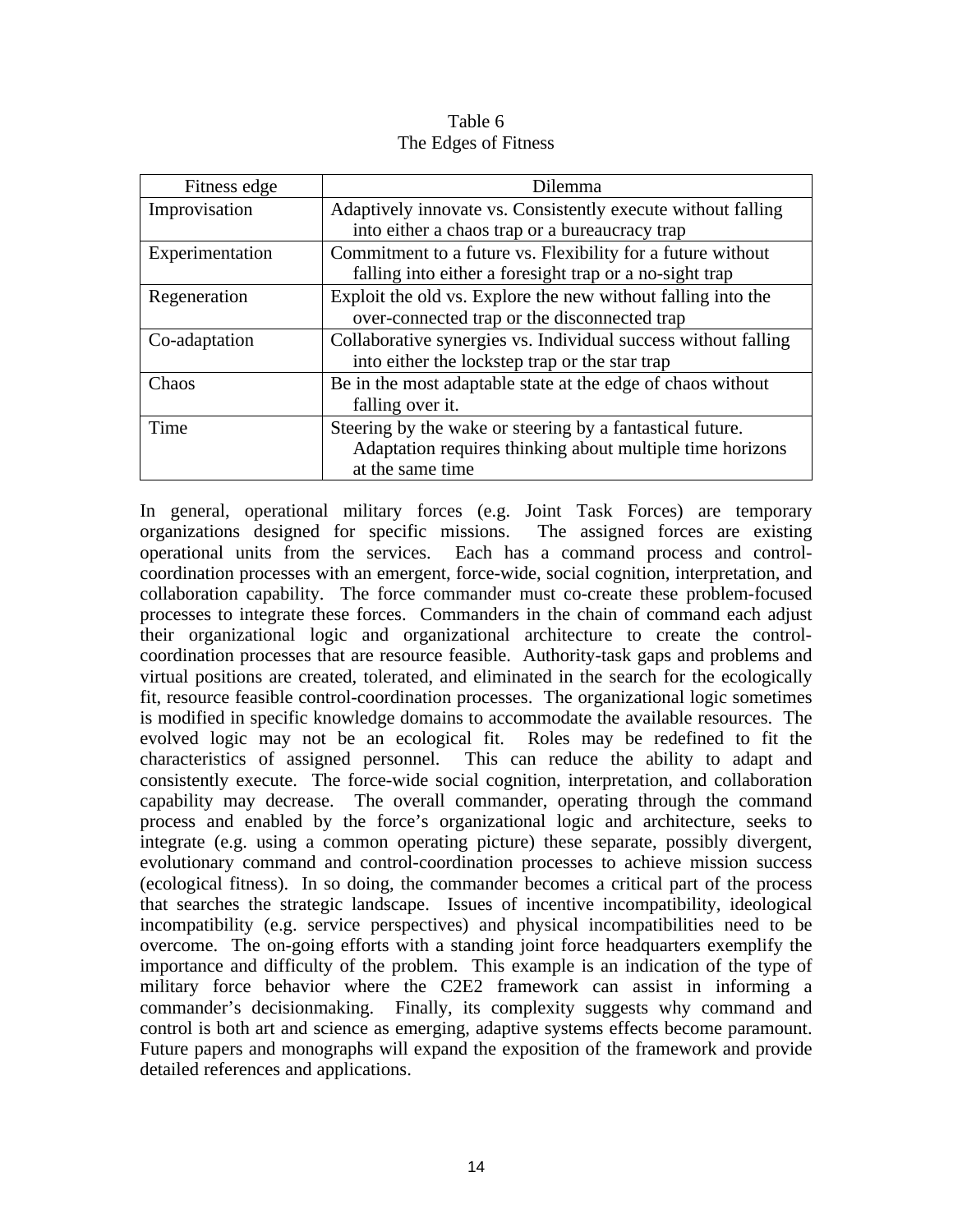Table 6
The Edges of Fitness

| Fitness edge | Dilemma |
| --- | --- |
| Improvisation | Adaptively innovate vs. Consistently execute without falling into either a chaos trap or a bureaucracy trap |
| Experimentation | Commitment to a future vs. Flexibility for a future without falling into either a foresight trap or a no-sight trap |
| Regeneration | Exploit the old vs. Explore the new without falling into the over-connected trap or the disconnected trap |
| Co-adaptation | Collaborative synergies vs. Individual success without falling into either the lockstep trap or the star trap |
| Chaos | Be in the most adaptable state at the edge of chaos without falling over it. |
| Time | Steering by the wake or steering by a fantastical future. Adaptation requires thinking about multiple time horizons at the same time |

In general, operational military forces (e.g. Joint Task Forces) are temporary organizations designed for specific missions. The assigned forces are existing operational units from the services. Each has a command process and control-coordination processes with an emergent, force-wide, social cognition, interpretation, and collaboration capability. The force commander must co-create these problem-focused processes to integrate these forces. Commanders in the chain of command each adjust their organizational logic and organizational architecture to create the control-coordination processes that are resource feasible. Authority-task gaps and problems and virtual positions are created, tolerated, and eliminated in the search for the ecologically fit, resource feasible control-coordination processes. The organizational logic sometimes is modified in specific knowledge domains to accommodate the available resources. The evolved logic may not be an ecological fit. Roles may be redefined to fit the characteristics of assigned personnel. This can reduce the ability to adapt and consistently execute. The force-wide social cognition, interpretation, and collaboration capability may decrease. The overall commander, operating through the command process and enabled by the force's organizational logic and architecture, seeks to integrate (e.g. using a common operating picture) these separate, possibly divergent, evolutionary command and control-coordination processes to achieve mission success (ecological fitness). In so doing, the commander becomes a critical part of the process that searches the strategic landscape. Issues of incentive incompatibility, ideological incompatibility (e.g. service perspectives) and physical incompatibilities need to be overcome. The on-going efforts with a standing joint force headquarters exemplify the importance and difficulty of the problem. This example is an indication of the type of military force behavior where the C2E2 framework can assist in informing a commander's decisionmaking. Finally, its complexity suggests why command and control is both art and science as emerging, adaptive systems effects become paramount. Future papers and monographs will expand the exposition of the framework and provide detailed references and applications.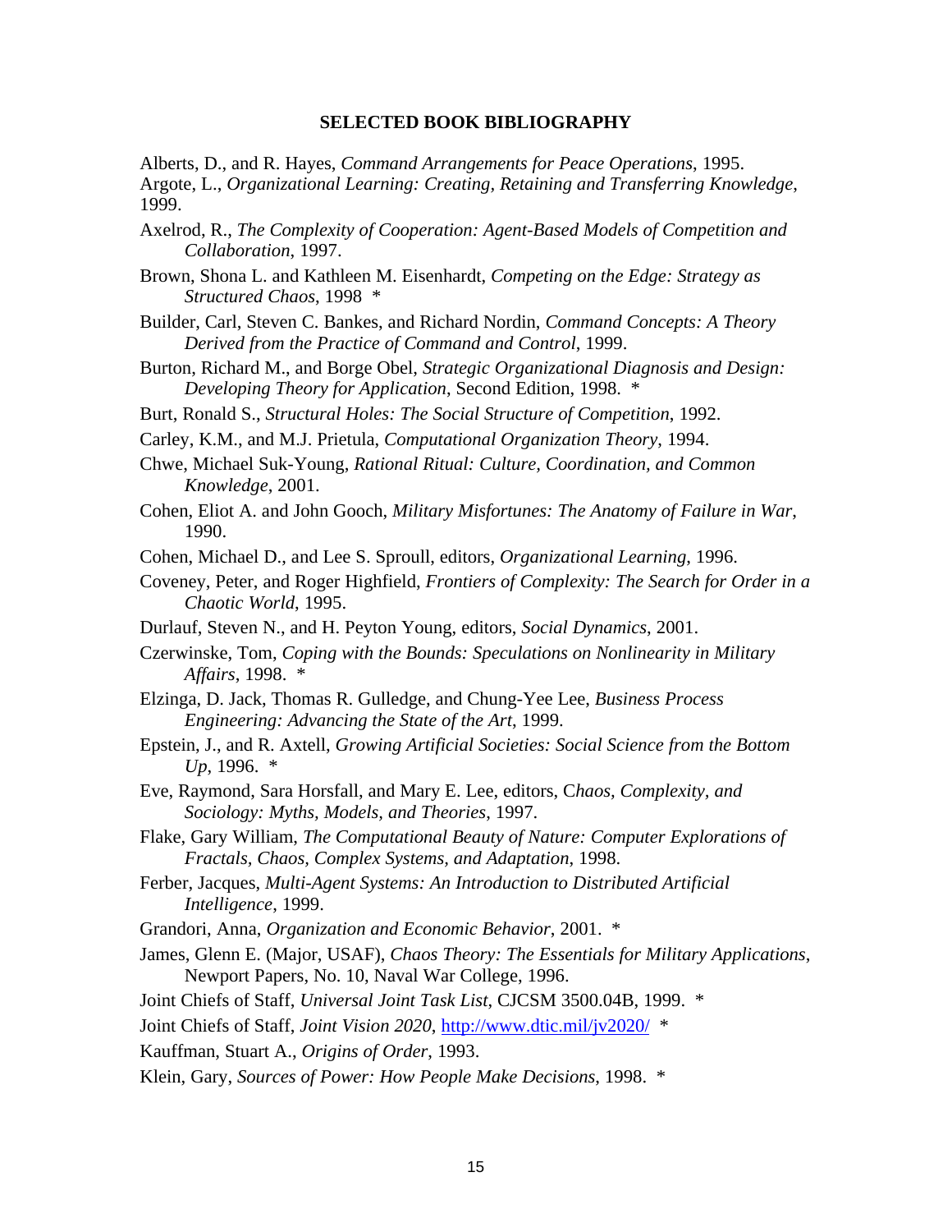## SELECTED BOOK BIBLIOGRAPHY

Alberts, D., and R. Hayes, *Command Arrangements for Peace Operations*, 1995.

Argote, L., *Organizational Learning: Creating, Retaining and Transferring Knowledge*, 1999.

Axelrod, R., *The Complexity of Cooperation: Agent-Based Models of Competition and Collaboration*, 1997.

Brown, Shona L. and Kathleen M. Eisenhardt, *Competing on the Edge: Strategy as Structured Chaos*, 1998 *

Builder, Carl, Steven C. Bankes, and Richard Nordin, *Command Concepts: A Theory Derived from the Practice of Command and Control*, 1999.

Burton, Richard M., and Borge Obel, *Strategic Organizational Diagnosis and Design: Developing Theory for Application*, Second Edition, 1998. *

Burt, Ronald S., *Structural Holes: The Social Structure of Competition*, 1992.

Carley, K.M., and M.J. Prietula, *Computational Organization Theory*, 1994.

Chwe, Michael Suk-Young, *Rational Ritual: Culture, Coordination, and Common Knowledge*, 2001.

Cohen, Eliot A. and John Gooch, *Military Misfortunes: The Anatomy of Failure in War*, 1990.

Cohen, Michael D., and Lee S. Sproull, editors, *Organizational Learning*, 1996.

Coveney, Peter, and Roger Highfield, *Frontiers of Complexity: The Search for Order in a Chaotic World*, 1995.

Durlauf, Steven N., and H. Peyton Young, editors, *Social Dynamics*, 2001.

Czerwinske, Tom, *Coping with the Bounds: Speculations on Nonlinearity in Military Affairs*, 1998. *

Elzinga, D. Jack, Thomas R. Gulledge, and Chung-Yee Lee, *Business Process Engineering: Advancing the State of the Art*, 1999.

Epstein, J., and R. Axtell, *Growing Artificial Societies: Social Science from the Bottom Up*, 1996. *

Eve, Raymond, Sara Horsfall, and Mary E. Lee, editors, C*haos, Complexity, and Sociology: Myths, Models, and Theories*, 1997.

Flake, Gary William, *The Computational Beauty of Nature: Computer Explorations of Fractals, Chaos, Complex Systems, and Adaptation*, 1998.

Ferber, Jacques, *Multi-Agent Systems: An Introduction to Distributed Artificial Intelligence*, 1999.

Grandori, Anna, *Organization and Economic Behavior*, 2001. *

James, Glenn E. (Major, USAF), *Chaos Theory: The Essentials for Military Applications*, Newport Papers, No. 10, Naval War College, 1996.

Joint Chiefs of Staff, *Universal Joint Task List*, CJCSM 3500.04B, 1999. *

Joint Chiefs of Staff, *Joint Vision 2020*, http://www.dtic.mil/jv2020/ *

Kauffman, Stuart A., *Origins of Order*, 1993.

Klein, Gary, *Sources of Power: How People Make Decisions*, 1998. *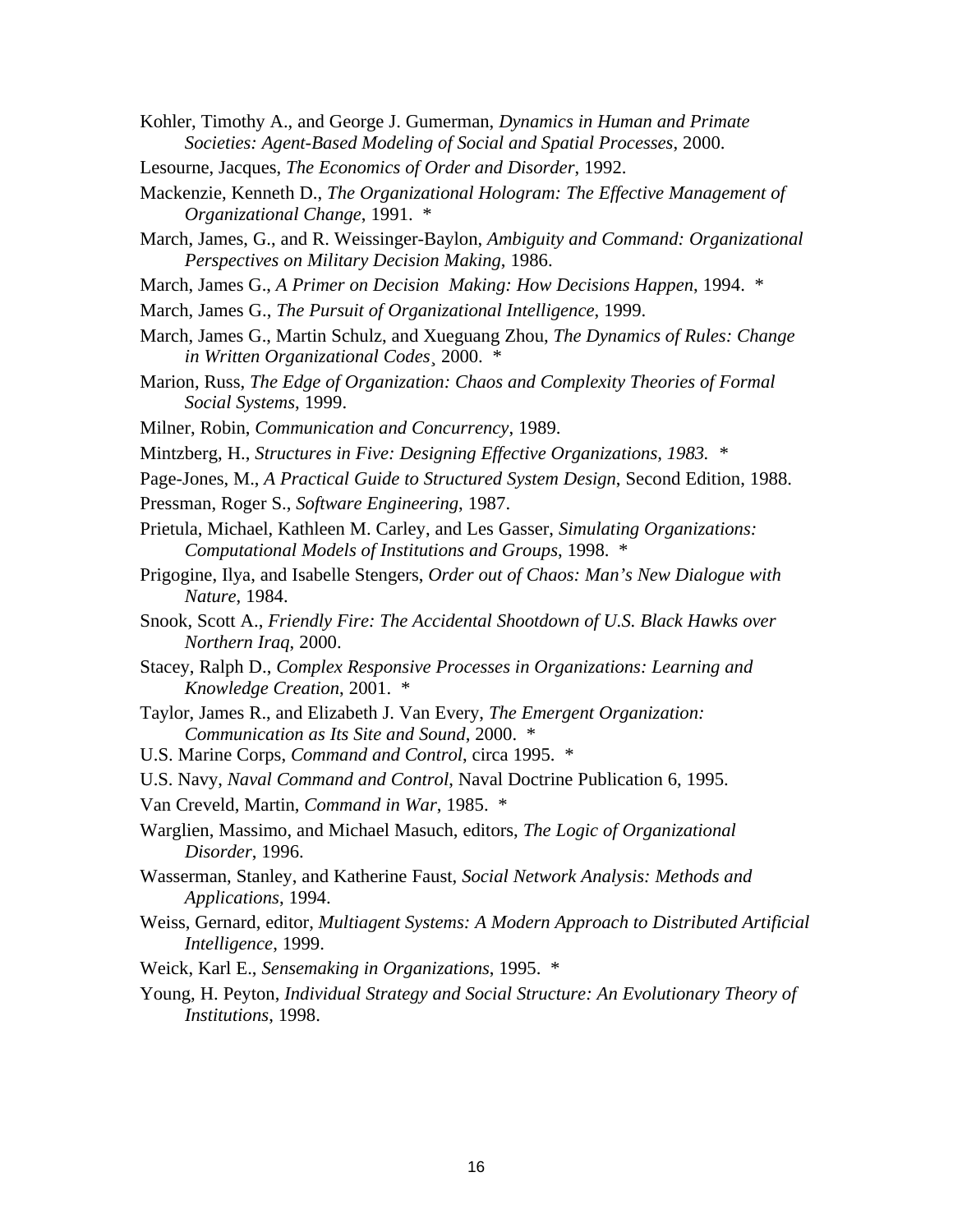Kohler, Timothy A., and George J. Gumerman, *Dynamics in Human and Primate Societies: Agent-Based Modeling of Social and Spatial Processes*, 2000.

Lesourne, Jacques, *The Economics of Order and Disorder*, 1992.

Mackenzie, Kenneth D., *The Organizational Hologram: The Effective Management of Organizational Change*, 1991. *

March, James, G., and R. Weissinger-Baylon, *Ambiguity and Command: Organizational Perspectives on Military Decision Making*, 1986.

March, James G., *A Primer on Decision Making: How Decisions Happen*, 1994. *

March, James G., *The Pursuit of Organizational Intelligence*, 1999.

March, James G., Martin Schulz, and Xueguang Zhou, *The Dynamics of Rules: Change in Written Organizational Codes*¸ 2000. *

Marion, Russ, *The Edge of Organization: Chaos and Complexity Theories of Formal Social Systems*, 1999.

Milner, Robin, *Communication and Concurrency*, 1989.

Mintzberg, H., *Structures in Five: Designing Effective Organizations, 1983.* *

Page-Jones, M., *A Practical Guide to Structured System Design*, Second Edition, 1988.

Pressman, Roger S., *Software Engineering*, 1987.

Prietula, Michael, Kathleen M. Carley, and Les Gasser, *Simulating Organizations: Computational Models of Institutions and Groups*, 1998. *

Prigogine, Ilya, and Isabelle Stengers, *Order out of Chaos: Man's New Dialogue with Nature*, 1984.

Snook, Scott A., *Friendly Fire: The Accidental Shootdown of U.S. Black Hawks over Northern Iraq*, 2000.

Stacey, Ralph D., *Complex Responsive Processes in Organizations: Learning and Knowledge Creation*, 2001. *

Taylor, James R., and Elizabeth J. Van Every, *The Emergent Organization: Communication as Its Site and Sound*, 2000. *

U.S. Marine Corps, *Command and Control*, circa 1995. *

U.S. Navy, *Naval Command and Control*, Naval Doctrine Publication 6, 1995.

Van Creveld, Martin, *Command in War*, 1985. *

Warglien, Massimo, and Michael Masuch, editors, *The Logic of Organizational Disorder*, 1996.

Wasserman, Stanley, and Katherine Faust, *Social Network Analysis: Methods and Applications*, 1994.

Weiss, Gernard, editor, *Multiagent Systems: A Modern Approach to Distributed Artificial Intelligence*, 1999.

Weick, Karl E., *Sensemaking in Organizations*, 1995. *

Young, H. Peyton, *Individual Strategy and Social Structure: An Evolutionary Theory of Institutions*, 1998.